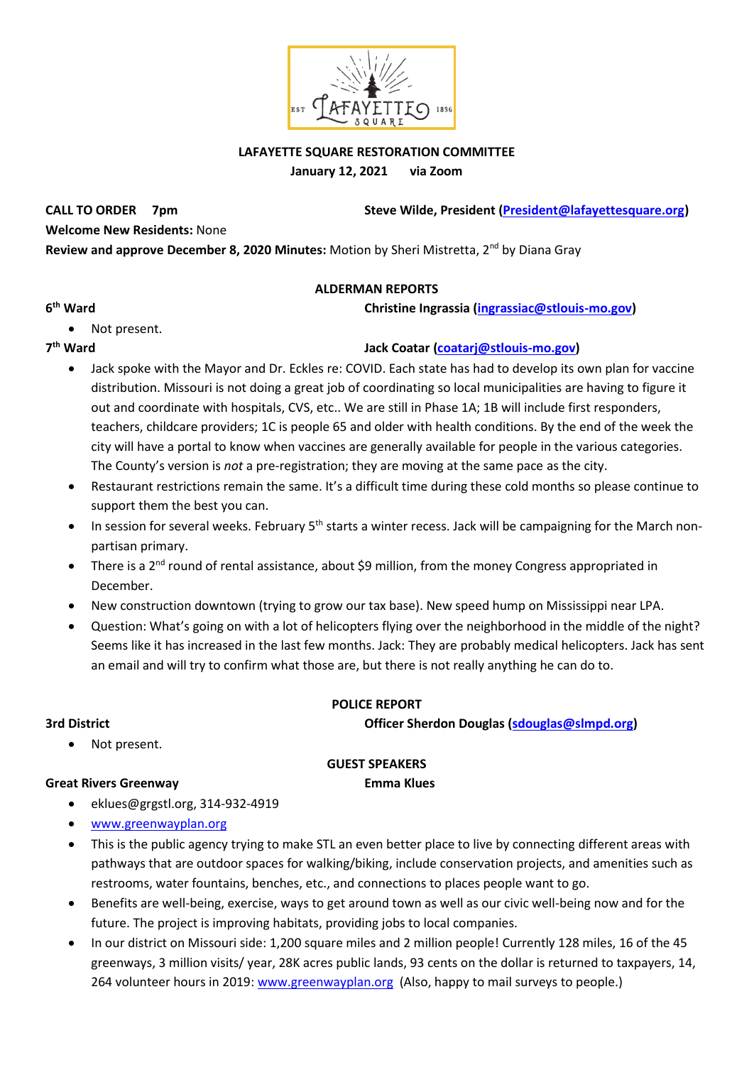**LAFAYETTE SQUARE RESTORATION COMMITTEE**
**January 12, 2021 via Zoom**

**CALL TO ORDER 7pm** **Steve Wilde, President (President@lafayettesquare.org)**

**Welcome New Residents:** None

**Review and approve December 8, 2020 Minutes:** Motion by Sheri Mistretta, 2nd by Diana Gray

## ALDERMAN REPORTS

**6th Ward** **Christine Ingrassia (ingrassiac@stlouis-mo.gov)**

- Not present.

**7th Ward** **Jack Coatar (coatarj@stlouis-mo.gov)**

- Jack spoke with the Mayor and Dr. Eckles re: COVID. Each state has had to develop its own plan for vaccine distribution. Missouri is not doing a great job of coordinating so local municipalities are having to figure it out and coordinate with hospitals, CVS, etc.. We are still in Phase 1A; 1B will include first responders, teachers, childcare providers; 1C is people 65 and older with health conditions. By the end of the week the city will have a portal to know when vaccines are generally available for people in the various categories. The County's version is *not* a pre-registration; they are moving at the same pace as the city.
- Restaurant restrictions remain the same. It's a difficult time during these cold months so please continue to support them the best you can.
- In session for several weeks. February 5th starts a winter recess. Jack will be campaigning for the March non-partisan primary.
- There is a 2nd round of rental assistance, about $9 million, from the money Congress appropriated in December.
- New construction downtown (trying to grow our tax base). New speed hump on Mississippi near LPA.
- Question: What's going on with a lot of helicopters flying over the neighborhood in the middle of the night? Seems like it has increased in the last few months. Jack: They are probably medical helicopters. Jack has sent an email and will try to confirm what those are, but there is not really anything he can do to.

## POLICE REPORT

**3rd District** **Officer Sherdon Douglas (sdouglas@slmpd.org)**

- Not present.

## GUEST SPEAKERS

**Great Rivers Greenway** **Emma Klues**

- eklues@grgstl.org, 314-932-4919
- www.greenwayplan.org
- This is the public agency trying to make STL an even better place to live by connecting different areas with pathways that are outdoor spaces for walking/biking, include conservation projects, and amenities such as restrooms, water fountains, benches, etc., and connections to places people want to go.
- Benefits are well-being, exercise, ways to get around town as well as our civic well-being now and for the future. The project is improving habitats, providing jobs to local companies.
- In our district on Missouri side: 1,200 square miles and 2 million people! Currently 128 miles, 16 of the 45 greenways, 3 million visits/ year, 28K acres public lands, 93 cents on the dollar is returned to taxpayers, 14, 264 volunteer hours in 2019: www.greenwayplan.org (Also, happy to mail surveys to people.)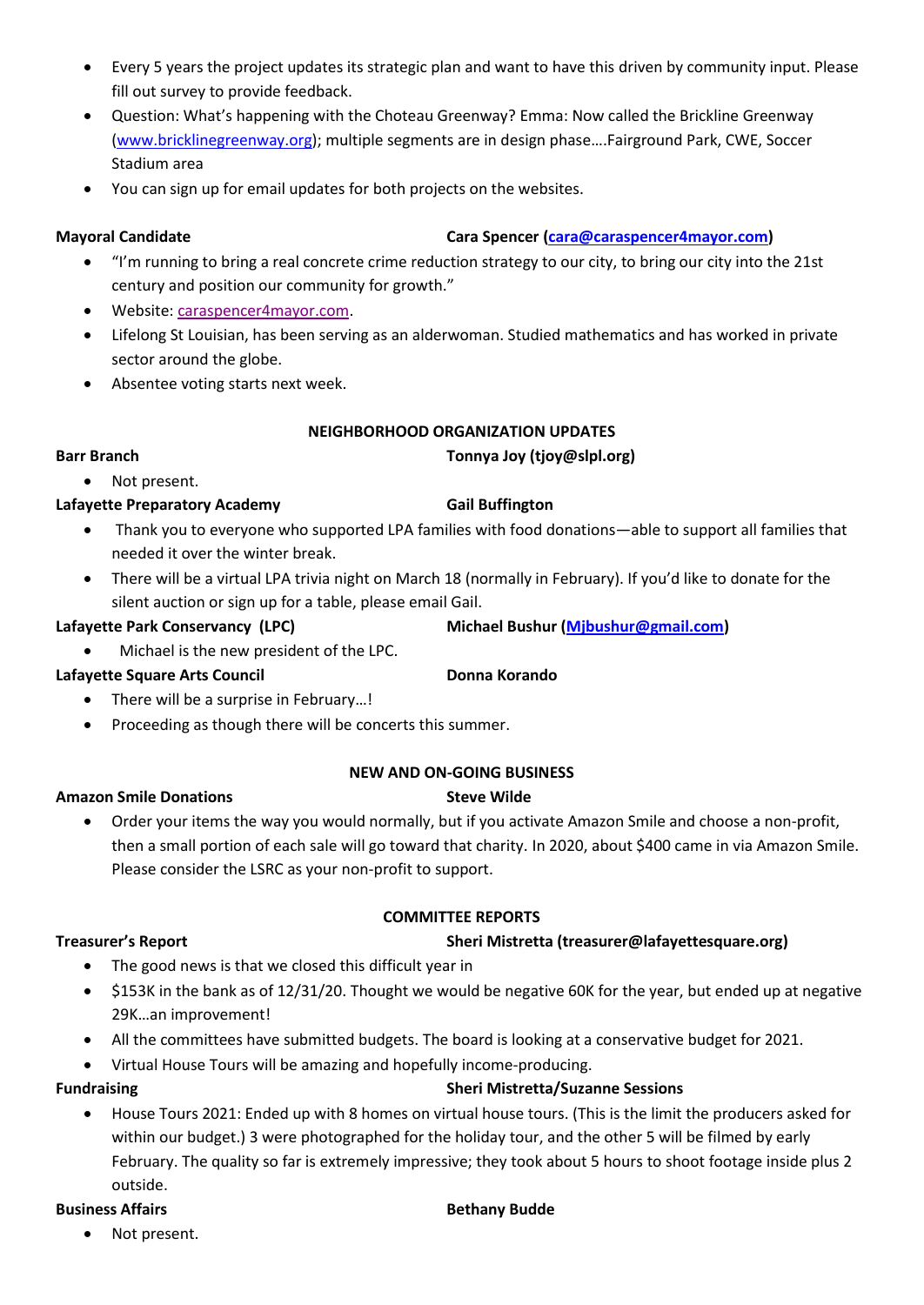- Every 5 years the project updates its strategic plan and want to have this driven by community input. Please fill out survey to provide feedback.
- Question: What's happening with the Choteau Greenway? Emma: Now called the Brickline Greenway (www.bricklinegreenway.org); multiple segments are in design phase….Fairground Park, CWE, Soccer Stadium area
- You can sign up for email updates for both projects on the websites.

**Mayoral Candidate** **Cara Spencer (cara@caraspencer4mayor.com)**

- "I'm running to bring a real concrete crime reduction strategy to our city, to bring our city into the 21st century and position our community for growth."
- Website: caraspencer4mayor.com.
- Lifelong St Louisian, has been serving as an alderwoman. Studied mathematics and has worked in private sector around the globe.
- Absentee voting starts next week.

## NEIGHBORHOOD ORGANIZATION UPDATES

**Barr Branch** **Tonnya Joy (tjoy@slpl.org)**

- Not present.

**Lafayette Preparatory Academy** **Gail Buffington**

- Thank you to everyone who supported LPA families with food donations—able to support all families that needed it over the winter break.
- There will be a virtual LPA trivia night on March 18 (normally in February). If you'd like to donate for the silent auction or sign up for a table, please email Gail.

**Lafayette Park Conservancy (LPC)** **Michael Bushur (Mjbushur@gmail.com)**

- Michael is the new president of the LPC.

**Lafayette Square Arts Council** **Donna Korando**

- There will be a surprise in February…!
- Proceeding as though there will be concerts this summer.

## NEW AND ON-GOING BUSINESS

**Amazon Smile Donations** **Steve Wilde**

- Order your items the way you would normally, but if you activate Amazon Smile and choose a non-profit, then a small portion of each sale will go toward that charity. In 2020, about $400 came in via Amazon Smile. Please consider the LSRC as your non-profit to support.

## COMMITTEE REPORTS

**Treasurer's Report** **Sheri Mistretta (treasurer@lafayettesquare.org)**

- The good news is that we closed this difficult year in
- $153K in the bank as of 12/31/20. Thought we would be negative 60K for the year, but ended up at negative 29K…an improvement!
- All the committees have submitted budgets. The board is looking at a conservative budget for 2021.
- Virtual House Tours will be amazing and hopefully income-producing.

**Fundraising** **Sheri Mistretta/Suzanne Sessions**

- House Tours 2021: Ended up with 8 homes on virtual house tours. (This is the limit the producers asked for within our budget.) 3 were photographed for the holiday tour, and the other 5 will be filmed by early February. The quality so far is extremely impressive; they took about 5 hours to shoot footage inside plus 2 outside.

**Business Affairs** **Bethany Budde**

- Not present.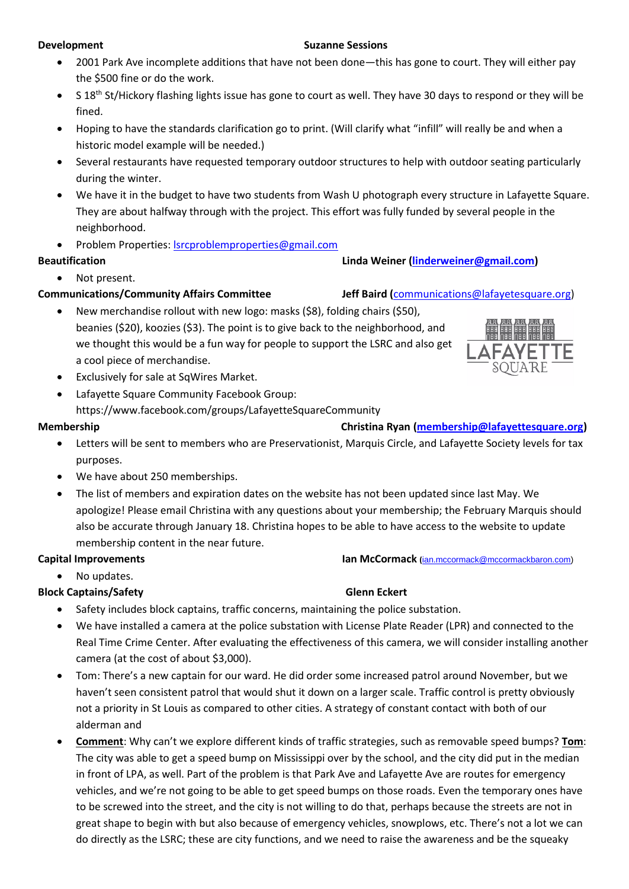**Development** **Suzanne Sessions**

- 2001 Park Ave incomplete additions that have not been done—this has gone to court. They will either pay the $500 fine or do the work.
- S 18th St/Hickory flashing lights issue has gone to court as well. They have 30 days to respond or they will be fined.
- Hoping to have the standards clarification go to print. (Will clarify what "infill" will really be and when a historic model example will be needed.)
- Several restaurants have requested temporary outdoor structures to help with outdoor seating particularly during the winter.
- We have it in the budget to have two students from Wash U photograph every structure in Lafayette Square. They are about halfway through with the project. This effort was fully funded by several people in the neighborhood.
- Problem Properties: lsrcproblemproperties@gmail.com

**Beautification** **Linda Weiner (linderweiner@gmail.com)**

- Not present.

**Communications/Community Affairs Committee** **Jeff Baird** (communications@lafayetesquare.org)

- New merchandise rollout with new logo: masks ($8), folding chairs ($50), beanies ($20), koozies ($3). The point is to give back to the neighborhood, and we thought this would be a fun way for people to support the LSRC and also get a cool piece of merchandise.
- Exclusively for sale at SqWires Market.
- Lafayette Square Community Facebook Group: https://www.facebook.com/groups/LafayetteSquareCommunity

**Membership** **Christina Ryan (membership@lafayettesquare.org)**

- Letters will be sent to members who are Preservationist, Marquis Circle, and Lafayette Society levels for tax purposes.
- We have about 250 memberships.
- The list of members and expiration dates on the website has not been updated since last May. We apologize! Please email Christina with any questions about your membership; the February Marquis should also be accurate through January 18. Christina hopes to be able to have access to the website to update membership content in the near future.

**Capital Improvements** **Ian McCormack** (ian.mccormack@mccormackbaron.com)

- No updates.

**Block Captains/Safety** **Glenn Eckert**

- Safety includes block captains, traffic concerns, maintaining the police substation.
- We have installed a camera at the police substation with License Plate Reader (LPR) and connected to the Real Time Crime Center. After evaluating the effectiveness of this camera, we will consider installing another camera (at the cost of about $3,000).
- Tom: There's a new captain for our ward. He did order some increased patrol around November, but we haven't seen consistent patrol that would shut it down on a larger scale. Traffic control is pretty obviously not a priority in St Louis as compared to other cities. A strategy of constant contact with both of our alderman and
- **Comment**: Why can't we explore different kinds of traffic strategies, such as removable speed bumps? **Tom**: The city was able to get a speed bump on Mississippi over by the school, and the city did put in the median in front of LPA, as well. Part of the problem is that Park Ave and Lafayette Ave are routes for emergency vehicles, and we're not going to be able to get speed bumps on those roads. Even the temporary ones have to be screwed into the street, and the city is not willing to do that, perhaps because the streets are not in great shape to begin with but also because of emergency vehicles, snowplows, etc. There's not a lot we can do directly as the LSRC; these are city functions, and we need to raise the awareness and be the squeaky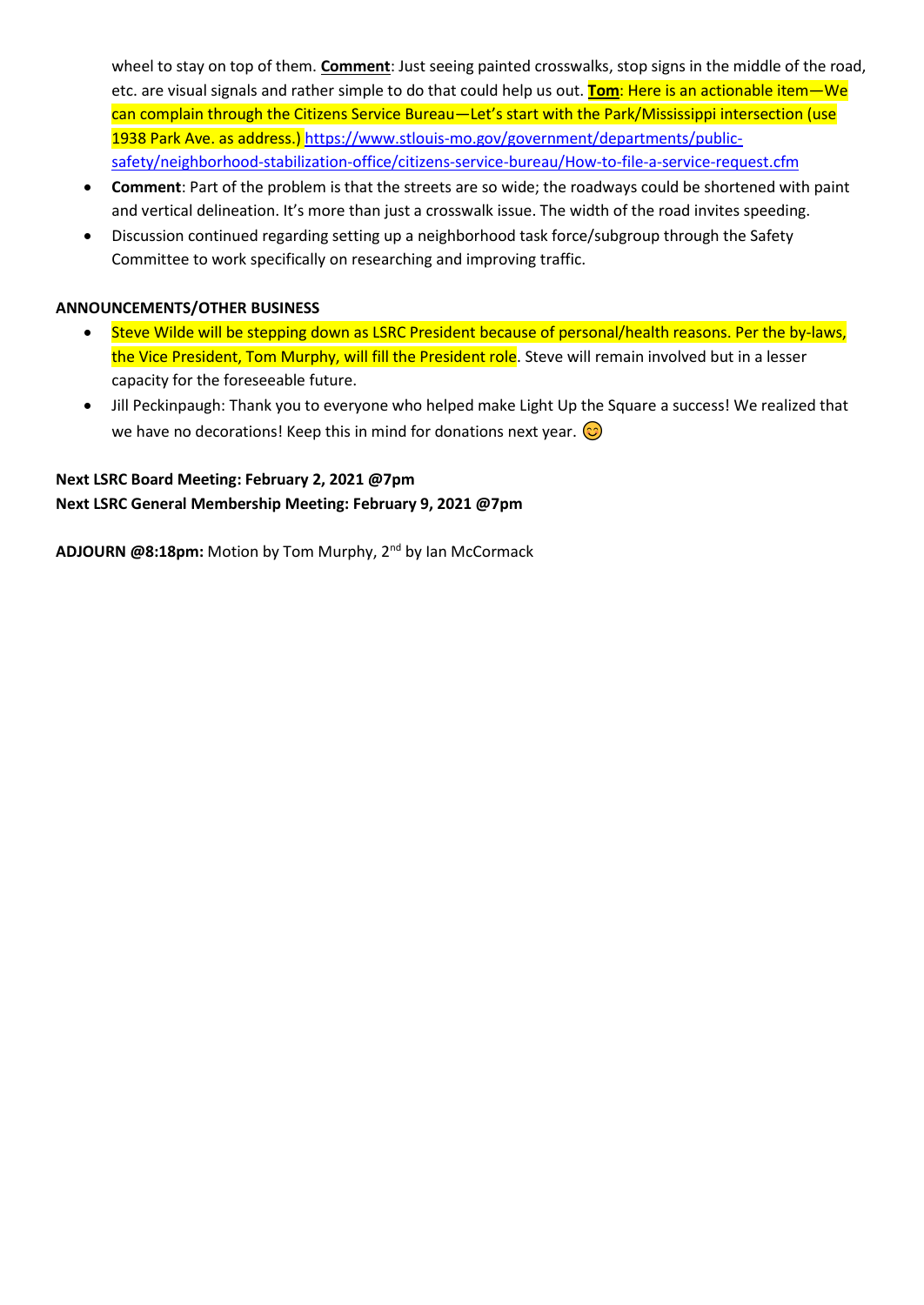wheel to stay on top of them. **Comment**: Just seeing painted crosswalks, stop signs in the middle of the road, etc. are visual signals and rather simple to do that could help us out. **Tom**: Here is an actionable item—We can complain through the Citizens Service Bureau—Let's start with the Park/Mississippi intersection (use 1938 Park Ave. as address.) https://www.stlouis-mo.gov/government/departments/public-safety/neighborhood-stabilization-office/citizens-service-bureau/How-to-file-a-service-request.cfm

- **Comment**: Part of the problem is that the streets are so wide; the roadways could be shortened with paint and vertical delineation. It's more than just a crosswalk issue. The width of the road invites speeding.
- Discussion continued regarding setting up a neighborhood task force/subgroup through the Safety Committee to work specifically on researching and improving traffic.

**ANNOUNCEMENTS/OTHER BUSINESS**

- Steve Wilde will be stepping down as LSRC President because of personal/health reasons. Per the by-laws, the Vice President, Tom Murphy, will fill the President role. Steve will remain involved but in a lesser capacity for the foreseeable future.
- Jill Peckinpaugh: Thank you to everyone who helped make Light Up the Square a success! We realized that we have no decorations! Keep this in mind for donations next year. 😊

**Next LSRC Board Meeting: February 2, 2021 @7pm**
**Next LSRC General Membership Meeting: February 9, 2021 @7pm**

**ADJOURN @8:18pm:** Motion by Tom Murphy, 2nd by Ian McCormack